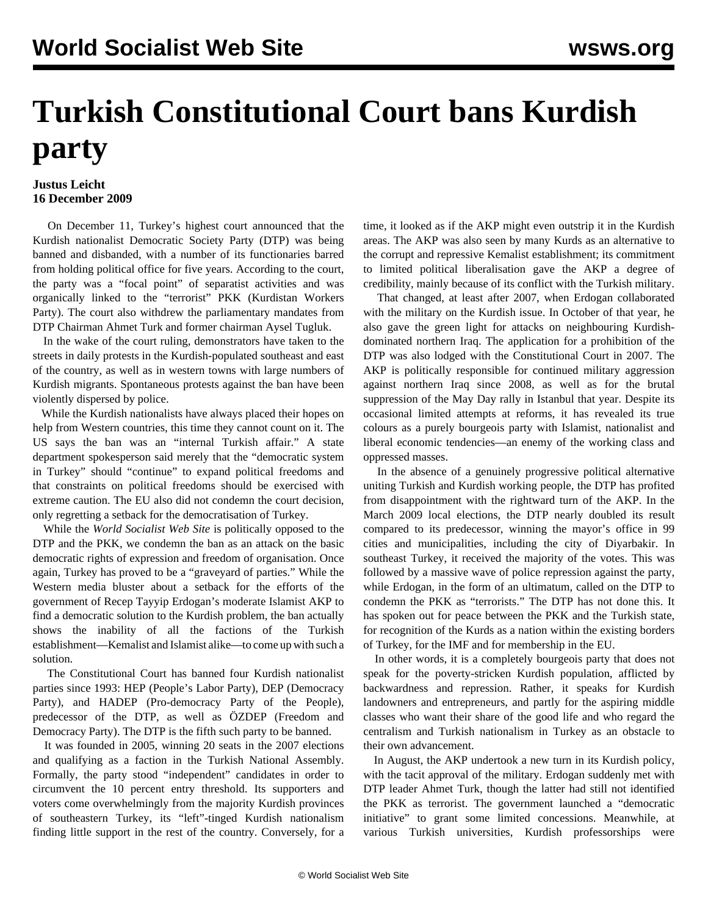# Turkish Constitutional Court bans Kurdish party

**Justus Leicht**
**16 December 2009**

On December 11, Turkey's highest court announced that the Kurdish nationalist Democratic Society Party (DTP) was being banned and disbanded, with a number of its functionaries barred from holding political office for five years. According to the court, the party was a "focal point" of separatist activities and was organically linked to the "terrorist" PKK (Kurdistan Workers Party). The court also withdrew the parliamentary mandates from DTP Chairman Ahmet Turk and former chairman Aysel Tugluk.

In the wake of the court ruling, demonstrators have taken to the streets in daily protests in the Kurdish-populated southeast and east of the country, as well as in western towns with large numbers of Kurdish migrants. Spontaneous protests against the ban have been violently dispersed by police.

While the Kurdish nationalists have always placed their hopes on help from Western countries, this time they cannot count on it. The US says the ban was an "internal Turkish affair." A state department spokesperson said merely that the "democratic system in Turkey" should "continue" to expand political freedoms and that constraints on political freedoms should be exercised with extreme caution. The EU also did not condemn the court decision, only regretting a setback for the democratisation of Turkey.

While the *World Socialist Web Site* is politically opposed to the DTP and the PKK, we condemn the ban as an attack on the basic democratic rights of expression and freedom of organisation. Once again, Turkey has proved to be a "graveyard of parties." While the Western media bluster about a setback for the efforts of the government of Recep Tayyip Erdogan's moderate Islamist AKP to find a democratic solution to the Kurdish problem, the ban actually shows the inability of all the factions of the Turkish establishment—Kemalist and Islamist alike—to come up with such a solution.

The Constitutional Court has banned four Kurdish nationalist parties since 1993: HEP (People's Labor Party), DEP (Democracy Party), and HADEP (Pro-democracy Party of the People), predecessor of the DTP, as well as ÖZDEP (Freedom and Democracy Party). The DTP is the fifth such party to be banned.

It was founded in 2005, winning 20 seats in the 2007 elections and qualifying as a faction in the Turkish National Assembly. Formally, the party stood "independent" candidates in order to circumvent the 10 percent entry threshold. Its supporters and voters come overwhelmingly from the majority Kurdish provinces of southeastern Turkey, its "left"-tinged Kurdish nationalism finding little support in the rest of the country. Conversely, for a time, it looked as if the AKP might even outstrip it in the Kurdish areas. The AKP was also seen by many Kurds as an alternative to the corrupt and repressive Kemalist establishment; its commitment to limited political liberalisation gave the AKP a degree of credibility, mainly because of its conflict with the Turkish military.

That changed, at least after 2007, when Erdogan collaborated with the military on the Kurdish issue. In October of that year, he also gave the green light for attacks on neighbouring Kurdish-dominated northern Iraq. The application for a prohibition of the DTP was also lodged with the Constitutional Court in 2007. The AKP is politically responsible for continued military aggression against northern Iraq since 2008, as well as for the brutal suppression of the May Day rally in Istanbul that year. Despite its occasional limited attempts at reforms, it has revealed its true colours as a purely bourgeois party with Islamist, nationalist and liberal economic tendencies—an enemy of the working class and oppressed masses.

In the absence of a genuinely progressive political alternative uniting Turkish and Kurdish working people, the DTP has profited from disappointment with the rightward turn of the AKP. In the March 2009 local elections, the DTP nearly doubled its result compared to its predecessor, winning the mayor's office in 99 cities and municipalities, including the city of Diyarbakir. In southeast Turkey, it received the majority of the votes. This was followed by a massive wave of police repression against the party, while Erdogan, in the form of an ultimatum, called on the DTP to condemn the PKK as "terrorists." The DTP has not done this. It has spoken out for peace between the PKK and the Turkish state, for recognition of the Kurds as a nation within the existing borders of Turkey, for the IMF and for membership in the EU.

In other words, it is a completely bourgeois party that does not speak for the poverty-stricken Kurdish population, afflicted by backwardness and repression. Rather, it speaks for Kurdish landowners and entrepreneurs, and partly for the aspiring middle classes who want their share of the good life and who regard the centralism and Turkish nationalism in Turkey as an obstacle to their own advancement.

In August, the AKP undertook a new turn in its Kurdish policy, with the tacit approval of the military. Erdogan suddenly met with DTP leader Ahmet Turk, though the latter had still not identified the PKK as terrorist. The government launched a "democratic initiative" to grant some limited concessions. Meanwhile, at various Turkish universities, Kurdish professorships were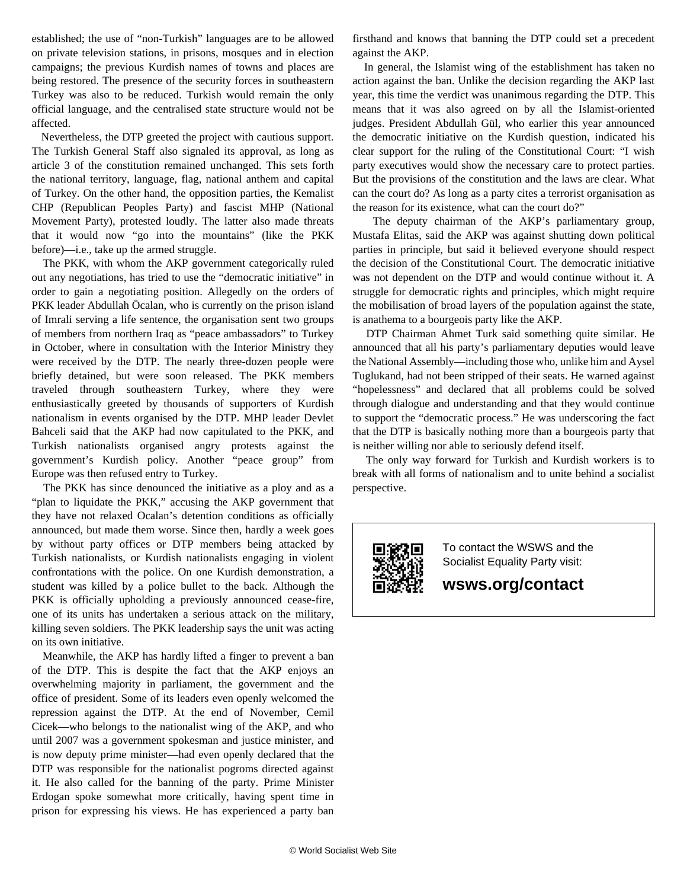established; the use of “non-Turkish” languages are to be allowed on private television stations, in prisons, mosques and in election campaigns; the previous Kurdish names of towns and places are being restored. The presence of the security forces in southeastern Turkey was also to be reduced. Turkish would remain the only official language, and the centralised state structure would not be affected.

Nevertheless, the DTP greeted the project with cautious support. The Turkish General Staff also signaled its approval, as long as article 3 of the constitution remained unchanged. This sets forth the national territory, language, flag, national anthem and capital of Turkey. On the other hand, the opposition parties, the Kemalist CHP (Republican Peoples Party) and fascist MHP (National Movement Party), protested loudly. The latter also made threats that it would now “go into the mountains” (like the PKK before)—i.e., take up the armed struggle.

The PKK, with whom the AKP government categorically ruled out any negotiations, has tried to use the “democratic initiative” in order to gain a negotiating position. Allegedly on the orders of PKK leader Abdullah Öcalan, who is currently on the prison island of Imrali serving a life sentence, the organisation sent two groups of members from northern Iraq as “peace ambassadors” to Turkey in October, where in consultation with the Interior Ministry they were received by the DTP. The nearly three-dozen people were briefly detained, but were soon released. The PKK members traveled through southeastern Turkey, where they were enthusiastically greeted by thousands of supporters of Kurdish nationalism in events organised by the DTP. MHP leader Devlet Bahceli said that the AKP had now capitulated to the PKK, and Turkish nationalists organised angry protests against the government’s Kurdish policy. Another “peace group” from Europe was then refused entry to Turkey.

The PKK has since denounced the initiative as a ploy and as a “plan to liquidate the PKK,” accusing the AKP government that they have not relaxed Ocalan’s detention conditions as officially announced, but made them worse. Since then, hardly a week goes by without party offices or DTP members being attacked by Turkish nationalists, or Kurdish nationalists engaging in violent confrontations with the police. On one Kurdish demonstration, a student was killed by a police bullet to the back. Although the PKK is officially upholding a previously announced cease-fire, one of its units has undertaken a serious attack on the military, killing seven soldiers. The PKK leadership says the unit was acting on its own initiative.

Meanwhile, the AKP has hardly lifted a finger to prevent a ban of the DTP. This is despite the fact that the AKP enjoys an overwhelming majority in parliament, the government and the office of president. Some of its leaders even openly welcomed the repression against the DTP. At the end of November, Cemil Cicek—who belongs to the nationalist wing of the AKP, and who until 2007 was a government spokesman and justice minister, and is now deputy prime minister—had even openly declared that the DTP was responsible for the nationalist pogroms directed against it. He also called for the banning of the party. Prime Minister Erdogan spoke somewhat more critically, having spent time in prison for expressing his views. He has experienced a party ban firsthand and knows that banning the DTP could set a precedent against the AKP.

In general, the Islamist wing of the establishment has taken no action against the ban. Unlike the decision regarding the AKP last year, this time the verdict was unanimous regarding the DTP. This means that it was also agreed on by all the Islamist-oriented judges. President Abdullah Gül, who earlier this year announced the democratic initiative on the Kurdish question, indicated his clear support for the ruling of the Constitutional Court: “I wish party executives would show the necessary care to protect parties. But the provisions of the constitution and the laws are clear. What can the court do? As long as a party cites a terrorist organisation as the reason for its existence, what can the court do?”

The deputy chairman of the AKP’s parliamentary group, Mustafa Elitas, said the AKP was against shutting down political parties in principle, but said it believed everyone should respect the decision of the Constitutional Court. The democratic initiative was not dependent on the DTP and would continue without it. A struggle for democratic rights and principles, which might require the mobilisation of broad layers of the population against the state, is anathema to a bourgeois party like the AKP.

DTP Chairman Ahmet Turk said something quite similar. He announced that all his party’s parliamentary deputies would leave the National Assembly—including those who, unlike him and Aysel Tuglukand, had not been stripped of their seats. He warned against “hopelessness” and declared that all problems could be solved through dialogue and understanding and that they would continue to support the “democratic process.” He was underscoring the fact that the DTP is basically nothing more than a bourgeois party that is neither willing nor able to seriously defend itself.

The only way forward for Turkish and Kurdish workers is to break with all forms of nationalism and to unite behind a socialist perspective.

To contact the WSWS and the Socialist Equality Party visit:

**wsws.org/contact**